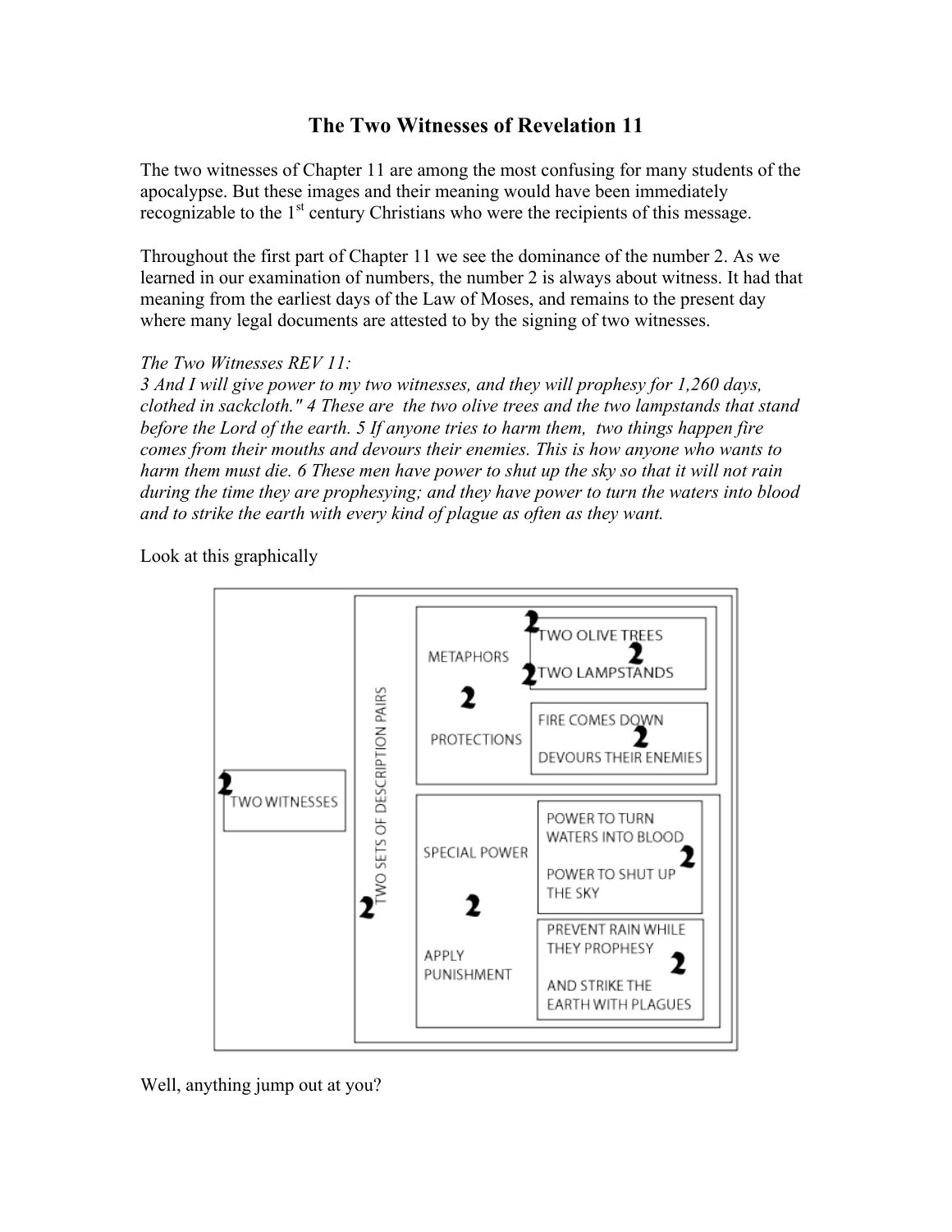# The Two Witnesses of Revelation 11

The two witnesses of Chapter 11 are among the most confusing for many students of the apocalypse. But these images and their meaning would have been immediately recognizable to the 1st century Christians who were the recipients of this message.

Throughout the first part of Chapter 11 we see the dominance of the number 2. As we learned in our examination of numbers, the number 2 is always about witness. It had that meaning from the earliest days of the Law of Moses, and remains to the present day where many legal documents are attested to by the signing of two witnesses.

*The Two Witnesses REV 11:*
*3 And I will give power to my two witnesses, and they will prophesy for 1,260 days, clothed in sackcloth." 4 These are the two olive trees and the two lampstands that stand before the Lord of the earth. 5 If anyone tries to harm them, two things happen fire comes from their mouths and devours their enemies. This is how anyone who wants to harm them must die. 6 These men have power to shut up the sky so that it will not rain during the time they are prophesying; and they have power to turn the waters into blood and to strike the earth with every kind of plague as often as they want.*

Look at this graphically

- 2 TWO WITNESSES
  - 2 TWO SETS OF DESCRIPTION PAIRS
    - METAPHORS / PROTECTIONS (2)
      - METAPHORS (2): 2 TWO OLIVE TREES; 2 TWO LAMPSTANDS
      - PROTECTIONS (2): FIRE COMES DOWN; DEVOURS THEIR ENEMIES
    - SPECIAL POWER / APPLY PUNISHMENT (2)
      - SPECIAL POWER (2): POWER TO TURN WATERS INTO BLOOD; POWER TO SHUT UP THE SKY
      - APPLY PUNISHMENT (2): PREVENT RAIN WHILE THEY PROPHESY; AND STRIKE THE EARTH WITH PLAGUES

Well, anything jump out at you?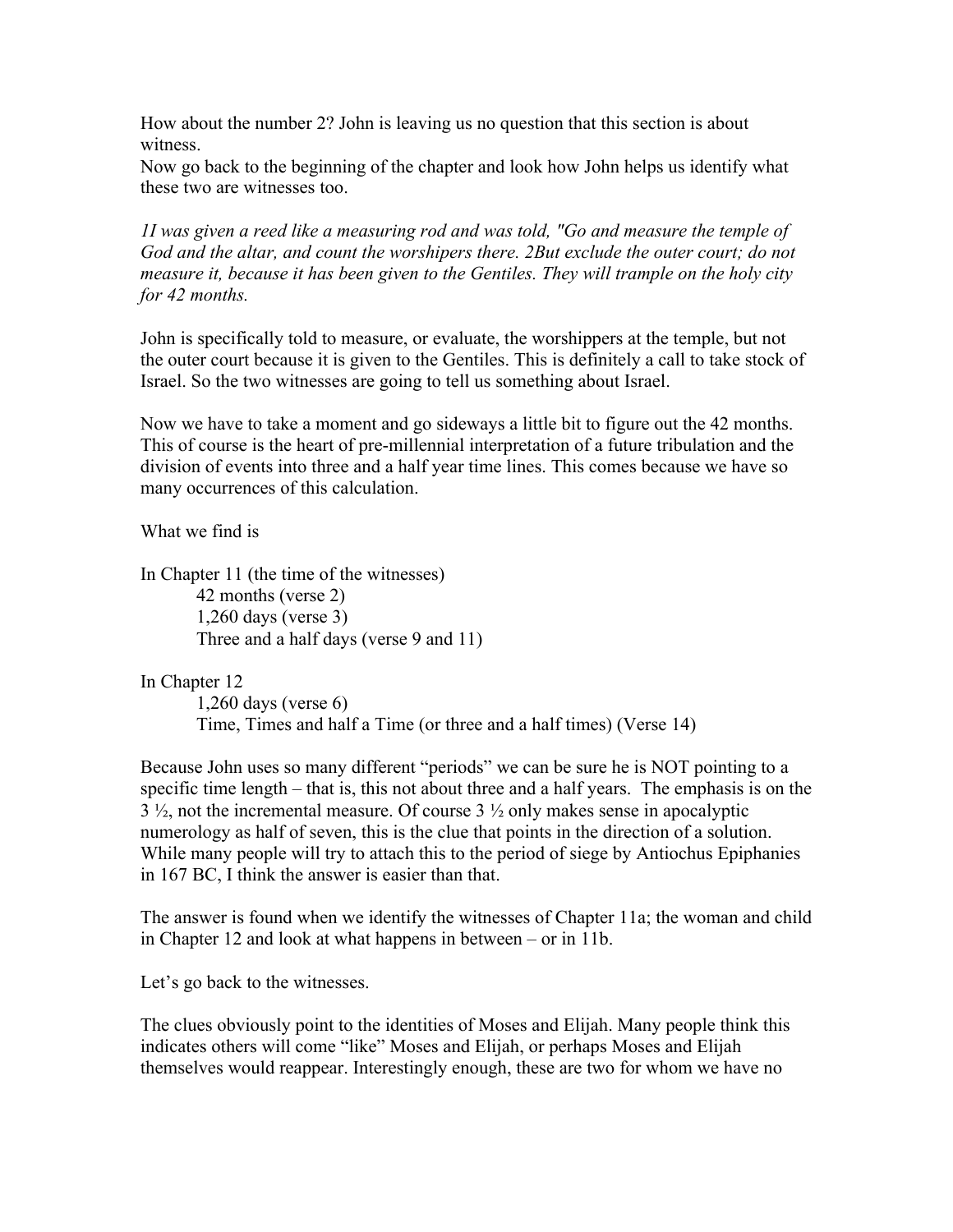How about the number 2? John is leaving us no question that this section is about witness.
Now go back to the beginning of the chapter and look how John helps us identify what these two are witnesses too.

*1I was given a reed like a measuring rod and was told, "Go and measure the temple of God and the altar, and count the worshipers there. 2But exclude the outer court; do not measure it, because it has been given to the Gentiles. They will trample on the holy city for 42 months.*

John is specifically told to measure, or evaluate, the worshippers at the temple, but not the outer court because it is given to the Gentiles. This is definitely a call to take stock of Israel. So the two witnesses are going to tell us something about Israel.

Now we have to take a moment and go sideways a little bit to figure out the 42 months. This of course is the heart of pre-millennial interpretation of a future tribulation and the division of events into three and a half year time lines. This comes because we have so many occurrences of this calculation.

What we find is

In Chapter 11 (the time of the witnesses)
- 42 months (verse 2)
- 1,260 days (verse 3)
- Three and a half days (verse 9 and 11)

In Chapter 12
- 1,260 days (verse 6)
- Time, Times and half a Time (or three and a half times) (Verse 14)

Because John uses so many different "periods" we can be sure he is NOT pointing to a specific time length – that is, this not about three and a half years. The emphasis is on the 3 ½, not the incremental measure. Of course 3 ½ only makes sense in apocalyptic numerology as half of seven, this is the clue that points in the direction of a solution. While many people will try to attach this to the period of siege by Antiochus Epiphanies in 167 BC, I think the answer is easier than that.

The answer is found when we identify the witnesses of Chapter 11a; the woman and child in Chapter 12 and look at what happens in between – or in 11b.

Let's go back to the witnesses.

The clues obviously point to the identities of Moses and Elijah. Many people think this indicates others will come "like" Moses and Elijah, or perhaps Moses and Elijah themselves would reappear. Interestingly enough, these are two for whom we have no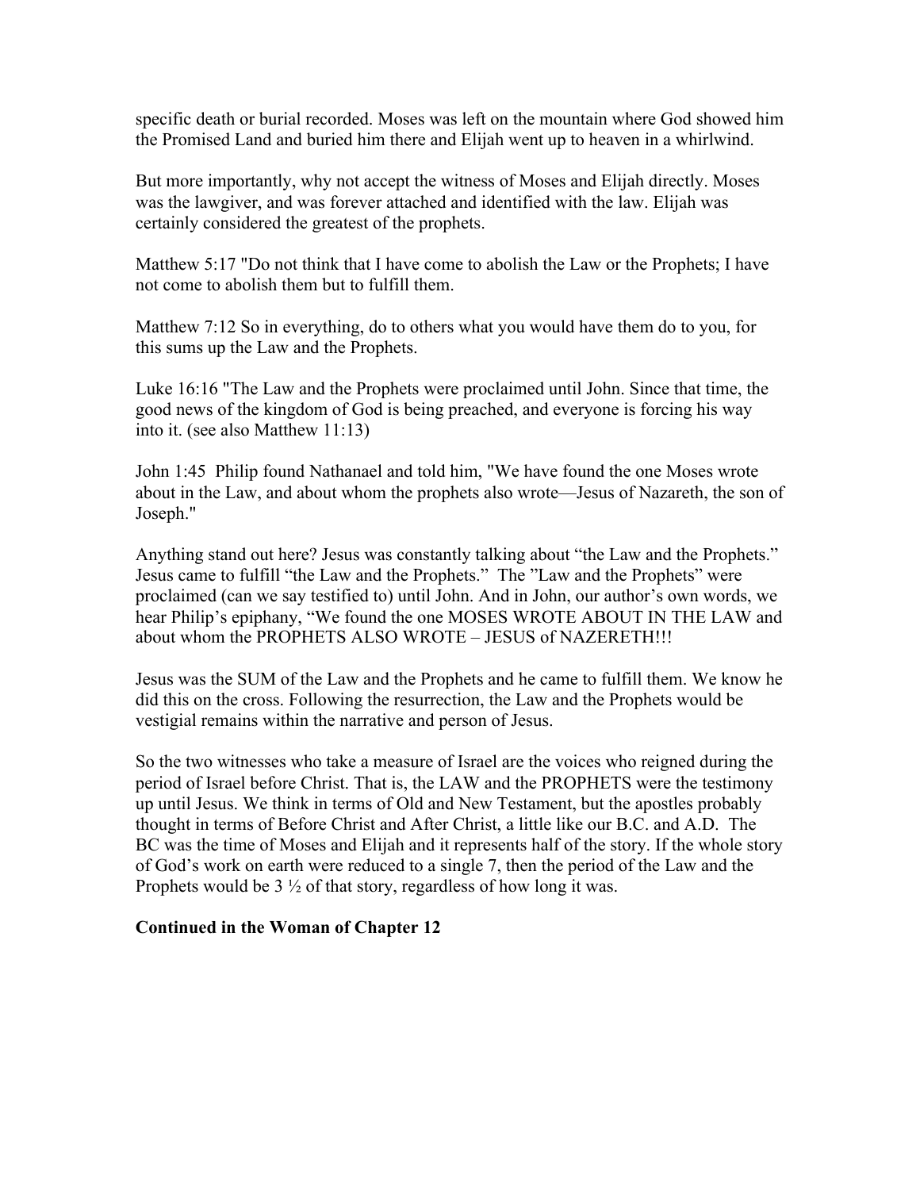specific death or burial recorded. Moses was left on the mountain where God showed him the Promised Land and buried him there and Elijah went up to heaven in a whirlwind.

But more importantly, why not accept the witness of Moses and Elijah directly. Moses was the lawgiver, and was forever attached and identified with the law. Elijah was certainly considered the greatest of the prophets.

Matthew 5:17 "Do not think that I have come to abolish the Law or the Prophets; I have not come to abolish them but to fulfill them.

Matthew 7:12 So in everything, do to others what you would have them do to you, for this sums up the Law and the Prophets.

Luke 16:16 "The Law and the Prophets were proclaimed until John. Since that time, the good news of the kingdom of God is being preached, and everyone is forcing his way into it. (see also Matthew 11:13)

John 1:45 Philip found Nathanael and told him, "We have found the one Moses wrote about in the Law, and about whom the prophets also wrote—Jesus of Nazareth, the son of Joseph."

Anything stand out here? Jesus was constantly talking about "the Law and the Prophets." Jesus came to fulfill "the Law and the Prophets." The "Law and the Prophets" were proclaimed (can we say testified to) until John. And in John, our author's own words, we hear Philip's epiphany, "We found the one MOSES WROTE ABOUT IN THE LAW and about whom the PROPHETS ALSO WROTE – JESUS of NAZERETH!!!

Jesus was the SUM of the Law and the Prophets and he came to fulfill them. We know he did this on the cross. Following the resurrection, the Law and the Prophets would be vestigial remains within the narrative and person of Jesus.

So the two witnesses who take a measure of Israel are the voices who reigned during the period of Israel before Christ. That is, the LAW and the PROPHETS were the testimony up until Jesus. We think in terms of Old and New Testament, but the apostles probably thought in terms of Before Christ and After Christ, a little like our B.C. and A.D. The BC was the time of Moses and Elijah and it represents half of the story. If the whole story of God's work on earth were reduced to a single 7, then the period of the Law and the Prophets would be 3 ½ of that story, regardless of how long it was.

**Continued in the Woman of Chapter 12**